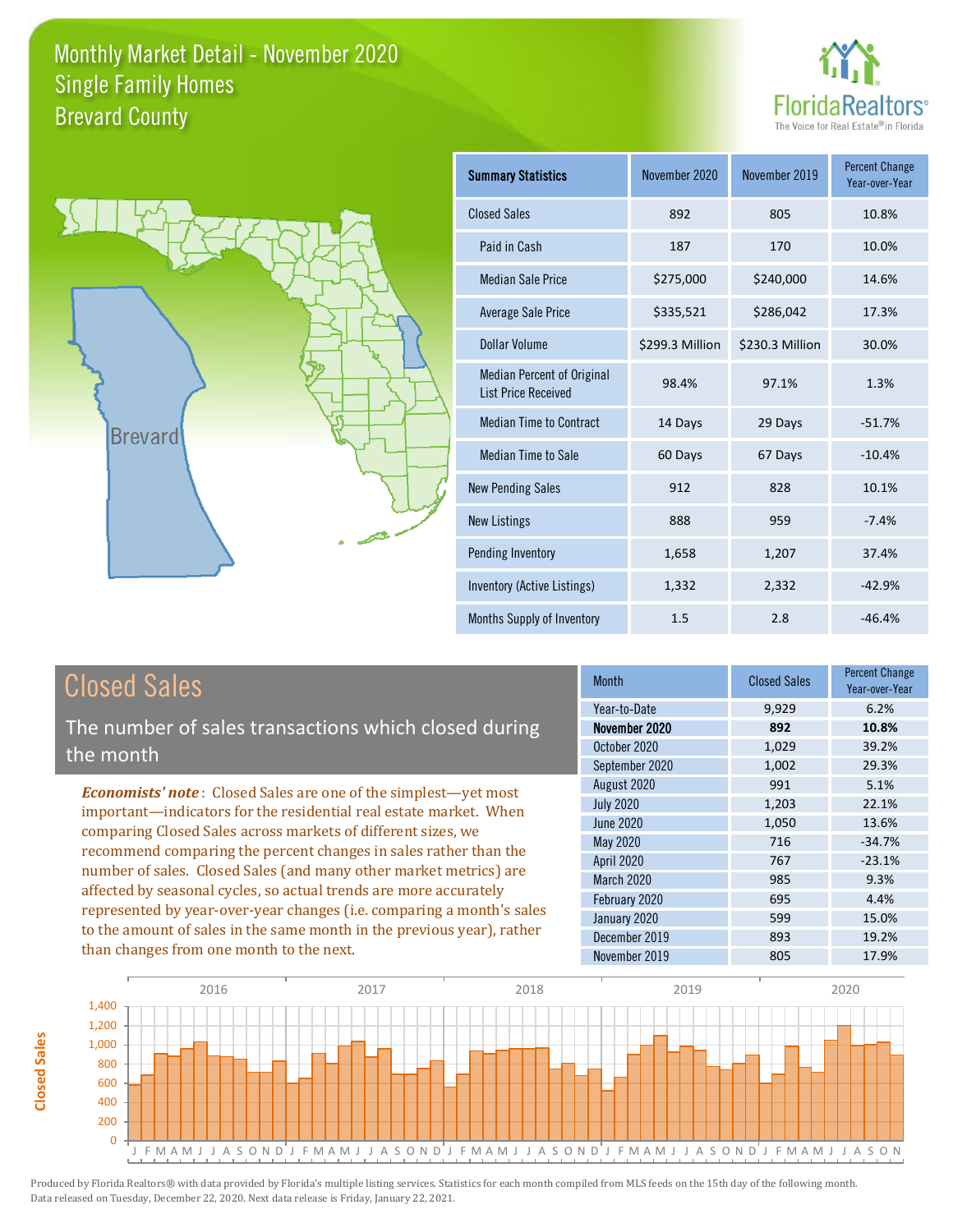# Monthly Market Detail - November 2020
## Single Family Homes
## Brevard County

FloridaRealtors®
The Voice for Real Estate® in Florida

Brevard

| Summary Statistics | November 2020 | November 2019 | Percent Change Year-over-Year |
|---|---|---|---|
| Closed Sales | 892 | 805 | 10.8% |
| Paid in Cash | 187 | 170 | 10.0% |
| Median Sale Price | $275,000 | $240,000 | 14.6% |
| Average Sale Price | $335,521 | $286,042 | 17.3% |
| Dollar Volume | $299.3 Million | $230.3 Million | 30.0% |
| Median Percent of Original List Price Received | 98.4% | 97.1% | 1.3% |
| Median Time to Contract | 14 Days | 29 Days | -51.7% |
| Median Time to Sale | 60 Days | 67 Days | -10.4% |
| New Pending Sales | 912 | 828 | 10.1% |
| New Listings | 888 | 959 | -7.4% |
| Pending Inventory | 1,658 | 1,207 | 37.4% |
| Inventory (Active Listings) | 1,332 | 2,332 | -42.9% |
| Months Supply of Inventory | 1.5 | 2.8 | -46.4% |

## Closed Sales

The number of sales transactions which closed during the month

*Economists' note*: Closed Sales are one of the simplest—yet most important—indicators for the residential real estate market. When comparing Closed Sales across markets of different sizes, we recommend comparing the percent changes in sales rather than the number of sales. Closed Sales (and many other market metrics) are affected by seasonal cycles, so actual trends are more accurately represented by year-over-year changes (i.e. comparing a month's sales to the amount of sales in the same month in the previous year), rather than changes from one month to the next.

| Month | Closed Sales | Percent Change Year-over-Year |
|---|---|---|
| Year-to-Date | 9,929 | 6.2% |
| **November 2020** | **892** | **10.8%** |
| October 2020 | 1,029 | 39.2% |
| September 2020 | 1,002 | 29.3% |
| August 2020 | 991 | 5.1% |
| July 2020 | 1,203 | 22.1% |
| June 2020 | 1,050 | 13.6% |
| May 2020 | 716 | -34.7% |
| April 2020 | 767 | -23.1% |
| March 2020 | 985 | 9.3% |
| February 2020 | 695 | 4.4% |
| January 2020 | 599 | 15.0% |
| December 2019 | 893 | 19.2% |
| November 2019 | 805 | 17.9% |

Produced by Florida Realtors® with data provided by Florida's multiple listing services. Statistics for each month compiled from MLS feeds on the 15th day of the following month. Data released on Tuesday, December 22, 2020. Next data release is Friday, January 22, 2021.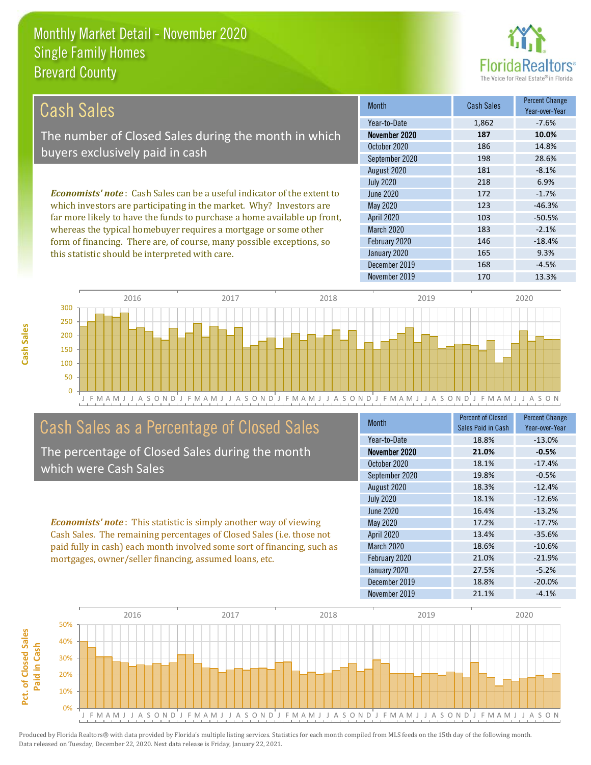# Monthly Market Detail - November 2020
## Single Family Homes
## Brevard County

## Cash Sales

The number of Closed Sales during the month in which buyers exclusively paid in cash

*Economists' note*: Cash Sales can be a useful indicator of the extent to which investors are participating in the market. Why? Investors are far more likely to have the funds to purchase a home available up front, whereas the typical homebuyer requires a mortgage or some other form of financing. There are, of course, many possible exceptions, so this statistic should be interpreted with care.

| Month | Cash Sales | Percent Change Year-over-Year |
|---|---|---|
| Year-to-Date | 1,862 | -7.6% |
| **November 2020** | **187** | **10.0%** |
| October 2020 | 186 | 14.8% |
| September 2020 | 198 | 28.6% |
| August 2020 | 181 | -8.1% |
| July 2020 | 218 | 6.9% |
| June 2020 | 172 | -1.7% |
| May 2020 | 123 | -46.3% |
| April 2020 | 103 | -50.5% |
| March 2020 | 183 | -2.1% |
| February 2020 | 146 | -18.4% |
| January 2020 | 165 | 9.3% |
| December 2019 | 168 | -4.5% |
| November 2019 | 170 | 13.3% |

## Cash Sales as a Percentage of Closed Sales

The percentage of Closed Sales during the month which were Cash Sales

*Economists' note*: This statistic is simply another way of viewing Cash Sales. The remaining percentages of Closed Sales (i.e. those not paid fully in cash) each month involved some sort of financing, such as mortgages, owner/seller financing, assumed loans, etc.

| Month | Percent of Closed Sales Paid in Cash | Percent Change Year-over-Year |
|---|---|---|
| Year-to-Date | 18.8% | -13.0% |
| **November 2020** | **21.0%** | **-0.5%** |
| October 2020 | 18.1% | -17.4% |
| September 2020 | 19.8% | -0.5% |
| August 2020 | 18.3% | -12.4% |
| July 2020 | 18.1% | -12.6% |
| June 2020 | 16.4% | -13.2% |
| May 2020 | 17.2% | -17.7% |
| April 2020 | 13.4% | -35.6% |
| March 2020 | 18.6% | -10.6% |
| February 2020 | 21.0% | -21.9% |
| January 2020 | 27.5% | -5.2% |
| December 2019 | 18.8% | -20.0% |
| November 2019 | 21.1% | -4.1% |

Produced by Florida Realtors® with data provided by Florida's multiple listing services. Statistics for each month compiled from MLS feeds on the 15th day of the following month. Data released on Tuesday, December 22, 2020. Next data release is Friday, January 22, 2021.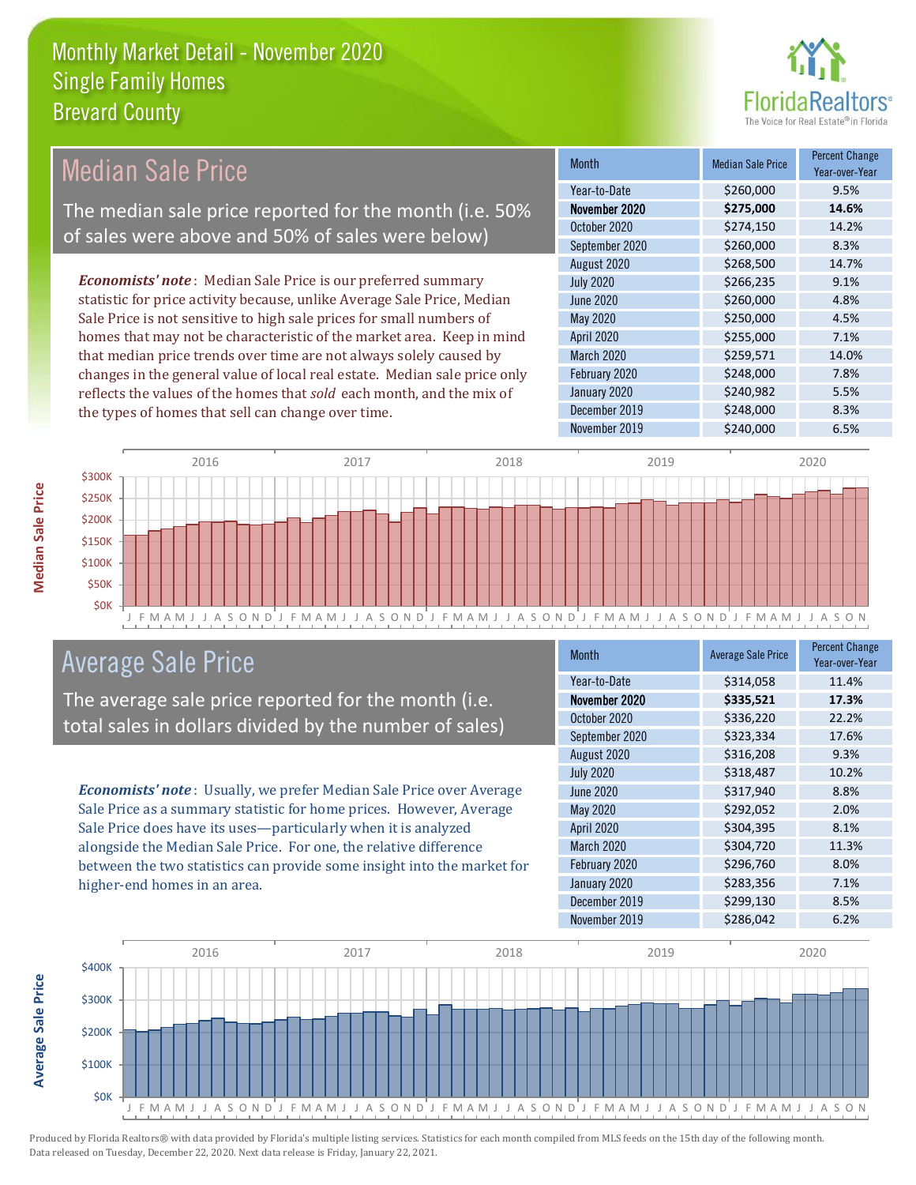# Monthly Market Detail - November 2020
## Single Family Homes
## Brevard County

## Median Sale Price

The median sale price reported for the month (i.e. 50% of sales were above and 50% of sales were below)

*Economists' note*: Median Sale Price is our preferred summary statistic for price activity because, unlike Average Sale Price, Median Sale Price is not sensitive to high sale prices for small numbers of homes that may not be characteristic of the market area. Keep in mind that median price trends over time are not always solely caused by changes in the general value of local real estate. Median sale price only reflects the values of the homes that *sold* each month, and the mix of the types of homes that sell can change over time.

| Month | Median Sale Price | Percent Change Year-over-Year |
|---|---|---|
| Year-to-Date | $260,000 | 9.5% |
| **November 2020** | **$275,000** | **14.6%** |
| October 2020 | $274,150 | 14.2% |
| September 2020 | $260,000 | 8.3% |
| August 2020 | $268,500 | 14.7% |
| July 2020 | $266,235 | 9.1% |
| June 2020 | $260,000 | 4.8% |
| May 2020 | $250,000 | 4.5% |
| April 2020 | $255,000 | 7.1% |
| March 2020 | $259,571 | 14.0% |
| February 2020 | $248,000 | 7.8% |
| January 2020 | $240,982 | 5.5% |
| December 2019 | $248,000 | 8.3% |
| November 2019 | $240,000 | 6.5% |

## Average Sale Price

The average sale price reported for the month (i.e. total sales in dollars divided by the number of sales)

*Economists' note*: Usually, we prefer Median Sale Price over Average Sale Price as a summary statistic for home prices. However, Average Sale Price does have its uses—particularly when it is analyzed alongside the Median Sale Price. For one, the relative difference between the two statistics can provide some insight into the market for higher-end homes in an area.

| Month | Average Sale Price | Percent Change Year-over-Year |
|---|---|---|
| Year-to-Date | $314,058 | 11.4% |
| **November 2020** | **$335,521** | **17.3%** |
| October 2020 | $336,220 | 22.2% |
| September 2020 | $323,334 | 17.6% |
| August 2020 | $316,208 | 9.3% |
| July 2020 | $318,487 | 10.2% |
| June 2020 | $317,940 | 8.8% |
| May 2020 | $292,052 | 2.0% |
| April 2020 | $304,395 | 8.1% |
| March 2020 | $304,720 | 11.3% |
| February 2020 | $296,760 | 8.0% |
| January 2020 | $283,356 | 7.1% |
| December 2019 | $299,130 | 8.5% |
| November 2019 | $286,042 | 6.2% |

Produced by Florida Realtors® with data provided by Florida's multiple listing services. Statistics for each month compiled from MLS feeds on the 15th day of the following month. Data released on Tuesday, December 22, 2020. Next data release is Friday, January 22, 2021.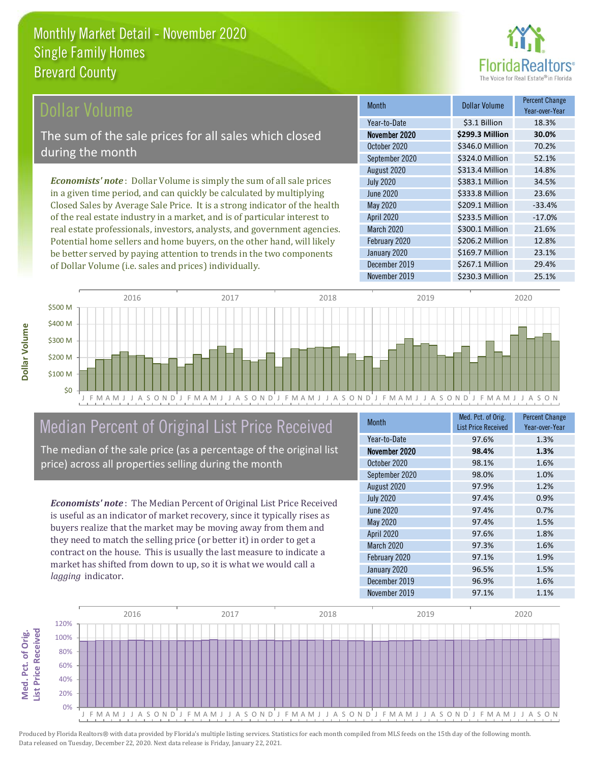# Monthly Market Detail - November 2020
## Single Family Homes
## Brevard County

## Dollar Volume

The sum of the sale prices for all sales which closed during the month

***Economists' note***: Dollar Volume is simply the sum of all sale prices in a given time period, and can quickly be calculated by multiplying Closed Sales by Average Sale Price. It is a strong indicator of the health of the real estate industry in a market, and is of particular interest to real estate professionals, investors, analysts, and government agencies. Potential home sellers and home buyers, on the other hand, will likely be better served by paying attention to trends in the two components of Dollar Volume (i.e. sales and prices) individually.

| Month | Dollar Volume | Percent Change Year-over-Year |
|---|---|---|
| Year-to-Date | $3.1 Billion | 18.3% |
| **November 2020** | **$299.3 Million** | **30.0%** |
| October 2020 | $346.0 Million | 70.2% |
| September 2020 | $324.0 Million | 52.1% |
| August 2020 | $313.4 Million | 14.8% |
| July 2020 | $383.1 Million | 34.5% |
| June 2020 | $333.8 Million | 23.6% |
| May 2020 | $209.1 Million | -33.4% |
| April 2020 | $233.5 Million | -17.0% |
| March 2020 | $300.1 Million | 21.6% |
| February 2020 | $206.2 Million | 12.8% |
| January 2020 | $169.7 Million | 23.1% |
| December 2019 | $267.1 Million | 29.4% |
| November 2019 | $230.3 Million | 25.1% |

## Median Percent of Original List Price Received

The median of the sale price (as a percentage of the original list price) across all properties selling during the month

***Economists' note***: The Median Percent of Original List Price Received is useful as an indicator of market recovery, since it typically rises as buyers realize that the market may be moving away from them and they need to match the selling price (or better it) in order to get a contract on the house. This is usually the last measure to indicate a market has shifted from down to up, so it is what we would call a *lagging* indicator.

| Month | Med. Pct. of Orig. List Price Received | Percent Change Year-over-Year |
|---|---|---|
| Year-to-Date | 97.6% | 1.3% |
| **November 2020** | **98.4%** | **1.3%** |
| October 2020 | 98.1% | 1.6% |
| September 2020 | 98.0% | 1.0% |
| August 2020 | 97.9% | 1.2% |
| July 2020 | 97.4% | 0.9% |
| June 2020 | 97.4% | 0.7% |
| May 2020 | 97.4% | 1.5% |
| April 2020 | 97.6% | 1.8% |
| March 2020 | 97.3% | 1.6% |
| February 2020 | 97.1% | 1.9% |
| January 2020 | 96.5% | 1.5% |
| December 2019 | 96.9% | 1.6% |
| November 2019 | 97.1% | 1.1% |

Produced by Florida Realtors® with data provided by Florida's multiple listing services. Statistics for each month compiled from MLS feeds on the 15th day of the following month. Data released on Tuesday, December 22, 2020. Next data release is Friday, January 22, 2021.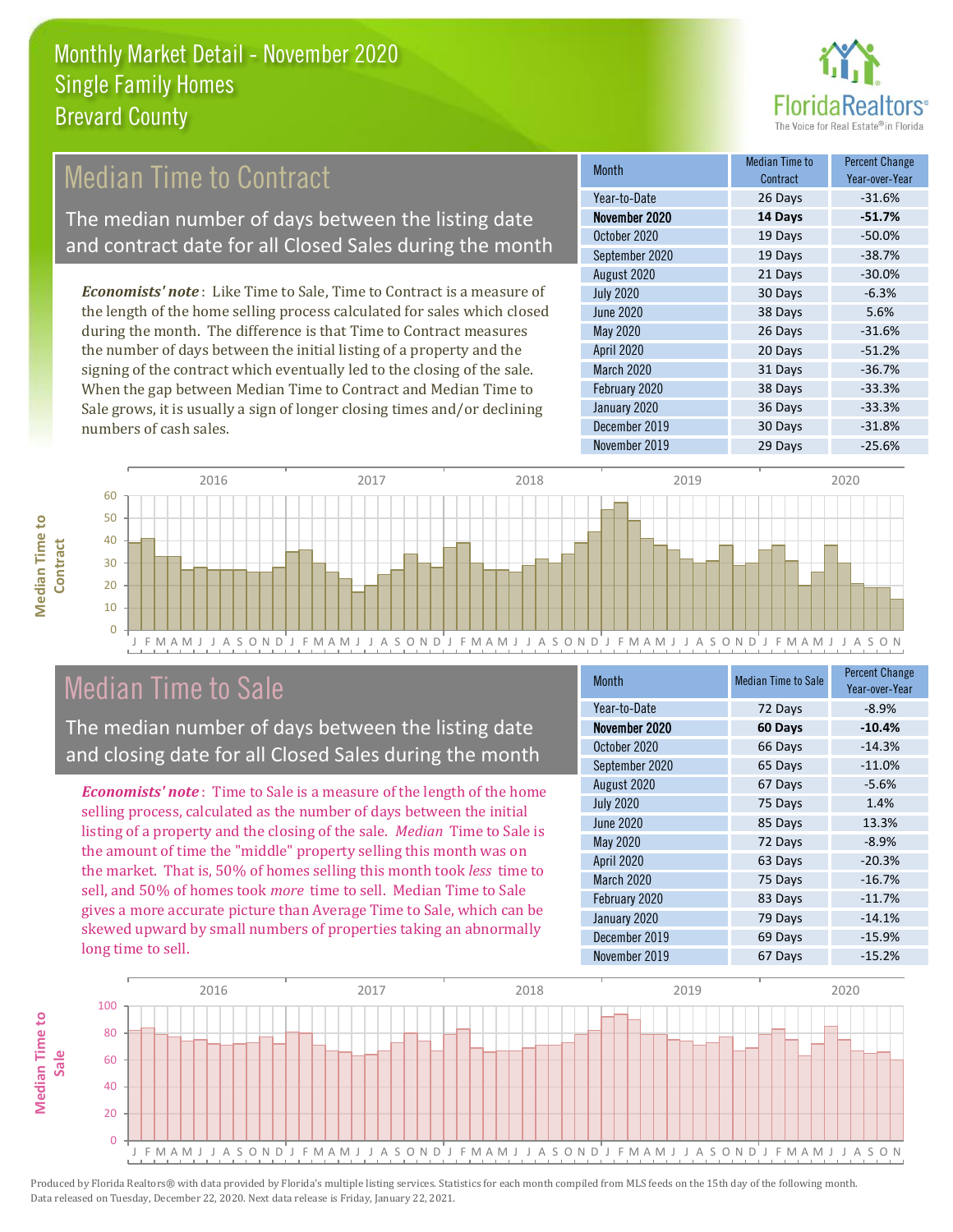# Monthly Market Detail - November 2020
## Single Family Homes
## Brevard County

## Median Time to Contract

The median number of days between the listing date and contract date for all Closed Sales during the month

***Economists' note***: Like Time to Sale, Time to Contract is a measure of the length of the home selling process calculated for sales which closed during the month. The difference is that Time to Contract measures the number of days between the initial listing of a property and the signing of the contract which eventually led to the closing of the sale. When the gap between Median Time to Contract and Median Time to Sale grows, it is usually a sign of longer closing times and/or declining numbers of cash sales.

| Month | Median Time to Contract | Percent Change Year-over-Year |
|---|---|---|
| Year-to-Date | 26 Days | -31.6% |
| **November 2020** | **14 Days** | **-51.7%** |
| October 2020 | 19 Days | -50.0% |
| September 2020 | 19 Days | -38.7% |
| August 2020 | 21 Days | -30.0% |
| July 2020 | 30 Days | -6.3% |
| June 2020 | 38 Days | 5.6% |
| May 2020 | 26 Days | -31.6% |
| April 2020 | 20 Days | -51.2% |
| March 2020 | 31 Days | -36.7% |
| February 2020 | 38 Days | -33.3% |
| January 2020 | 36 Days | -33.3% |
| December 2019 | 30 Days | -31.8% |
| November 2019 | 29 Days | -25.6% |

## Median Time to Sale

The median number of days between the listing date and closing date for all Closed Sales during the month

***Economists' note***: Time to Sale is a measure of the length of the home selling process, calculated as the number of days between the initial listing of a property and the closing of the sale. *Median* Time to Sale is the amount of time the "middle" property selling this month was on the market. That is, 50% of homes selling this month took *less* time to sell, and 50% of homes took *more* time to sell. Median Time to Sale gives a more accurate picture than Average Time to Sale, which can be skewed upward by small numbers of properties taking an abnormally long time to sell.

| Month | Median Time to Sale | Percent Change Year-over-Year |
|---|---|---|
| Year-to-Date | 72 Days | -8.9% |
| **November 2020** | **60 Days** | **-10.4%** |
| October 2020 | 66 Days | -14.3% |
| September 2020 | 65 Days | -11.0% |
| August 2020 | 67 Days | -5.6% |
| July 2020 | 75 Days | 1.4% |
| June 2020 | 85 Days | 13.3% |
| May 2020 | 72 Days | -8.9% |
| April 2020 | 63 Days | -20.3% |
| March 2020 | 75 Days | -16.7% |
| February 2020 | 83 Days | -11.7% |
| January 2020 | 79 Days | -14.1% |
| December 2019 | 69 Days | -15.9% |
| November 2019 | 67 Days | -15.2% |

Produced by Florida Realtors® with data provided by Florida's multiple listing services. Statistics for each month compiled from MLS feeds on the 15th day of the following month. Data released on Tuesday, December 22, 2020. Next data release is Friday, January 22, 2021.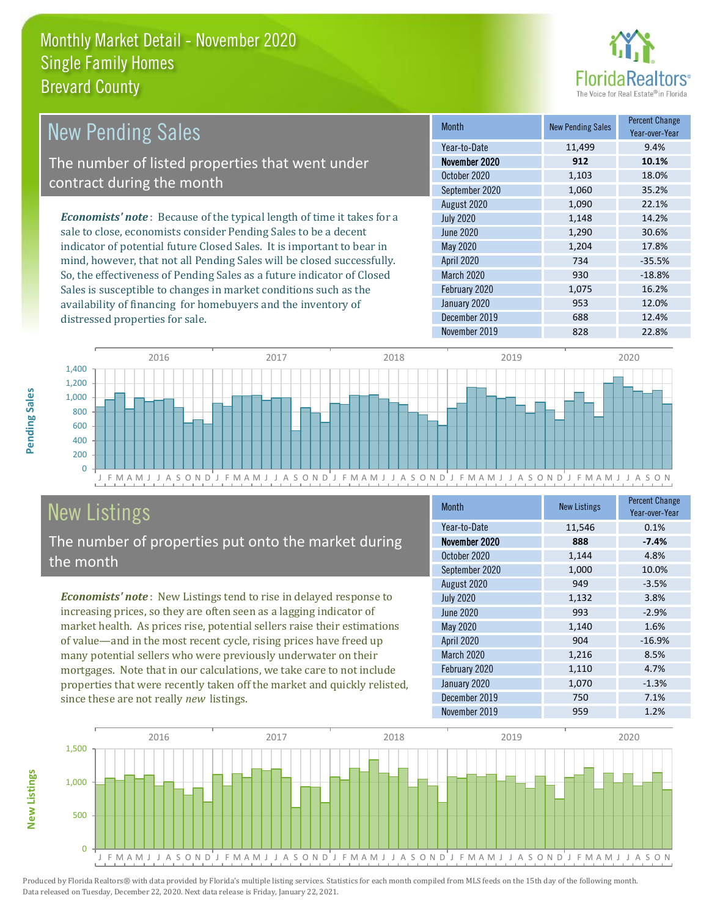# Monthly Market Detail - November 2020
## Single Family Homes
## Brevard County

## New Pending Sales

The number of listed properties that went under contract during the month

*Economists' note*: Because of the typical length of time it takes for a sale to close, economists consider Pending Sales to be a decent indicator of potential future Closed Sales. It is important to bear in mind, however, that not all Pending Sales will be closed successfully. So, the effectiveness of Pending Sales as a future indicator of Closed Sales is susceptible to changes in market conditions such as the availability of financing for homebuyers and the inventory of distressed properties for sale.

| Month | New Pending Sales | Percent Change Year-over-Year |
|---|---|---|
| Year-to-Date | 11,499 | 9.4% |
| **November 2020** | **912** | **10.1%** |
| October 2020 | 1,103 | 18.0% |
| September 2020 | 1,060 | 35.2% |
| August 2020 | 1,090 | 22.1% |
| July 2020 | 1,148 | 14.2% |
| June 2020 | 1,290 | 30.6% |
| May 2020 | 1,204 | 17.8% |
| April 2020 | 734 | -35.5% |
| March 2020 | 930 | -18.8% |
| February 2020 | 1,075 | 16.2% |
| January 2020 | 953 | 12.0% |
| December 2019 | 688 | 12.4% |
| November 2019 | 828 | 22.8% |

## New Listings

The number of properties put onto the market during the month

*Economists' note*: New Listings tend to rise in delayed response to increasing prices, so they are often seen as a lagging indicator of market health. As prices rise, potential sellers raise their estimations of value—and in the most recent cycle, rising prices have freed up many potential sellers who were previously underwater on their mortgages. Note that in our calculations, we take care to not include properties that were recently taken off the market and quickly relisted, since these are not really *new* listings.

| Month | New Listings | Percent Change Year-over-Year |
|---|---|---|
| Year-to-Date | 11,546 | 0.1% |
| **November 2020** | **888** | **-7.4%** |
| October 2020 | 1,144 | 4.8% |
| September 2020 | 1,000 | 10.0% |
| August 2020 | 949 | -3.5% |
| July 2020 | 1,132 | 3.8% |
| June 2020 | 993 | -2.9% |
| May 2020 | 1,140 | 1.6% |
| April 2020 | 904 | -16.9% |
| March 2020 | 1,216 | 8.5% |
| February 2020 | 1,110 | 4.7% |
| January 2020 | 1,070 | -1.3% |
| December 2019 | 750 | 7.1% |
| November 2019 | 959 | 1.2% |

Produced by Florida Realtors® with data provided by Florida's multiple listing services. Statistics for each month compiled from MLS feeds on the 15th day of the following month. Data released on Tuesday, December 22, 2020. Next data release is Friday, January 22, 2021.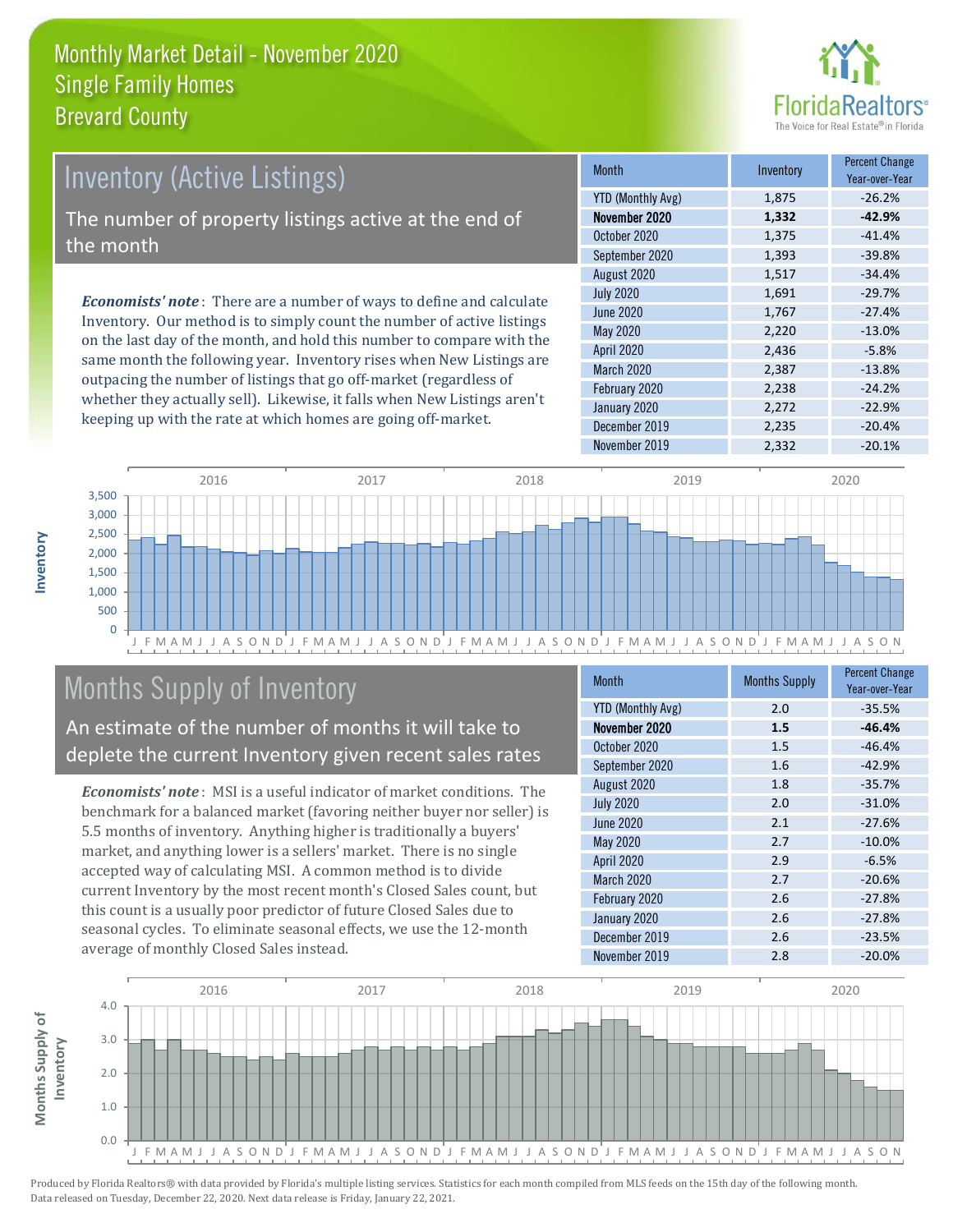# Monthly Market Detail - November 2020
## Single Family Homes
## Brevard County

## Inventory (Active Listings)

The number of property listings active at the end of the month

***Economists' note***: There are a number of ways to define and calculate Inventory. Our method is to simply count the number of active listings on the last day of the month, and hold this number to compare with the same month the following year. Inventory rises when New Listings are outpacing the number of listings that go off-market (regardless of whether they actually sell). Likewise, it falls when New Listings aren't keeping up with the rate at which homes are going off-market.

| Month | Inventory | Percent Change Year-over-Year |
|---|---|---|
| YTD (Monthly Avg) | 1,875 | -26.2% |
| **November 2020** | **1,332** | **-42.9%** |
| October 2020 | 1,375 | -41.4% |
| September 2020 | 1,393 | -39.8% |
| August 2020 | 1,517 | -34.4% |
| July 2020 | 1,691 | -29.7% |
| June 2020 | 1,767 | -27.4% |
| May 2020 | 2,220 | -13.0% |
| April 2020 | 2,436 | -5.8% |
| March 2020 | 2,387 | -13.8% |
| February 2020 | 2,238 | -24.2% |
| January 2020 | 2,272 | -22.9% |
| December 2019 | 2,235 | -20.4% |
| November 2019 | 2,332 | -20.1% |

## Months Supply of Inventory

An estimate of the number of months it will take to deplete the current Inventory given recent sales rates

***Economists' note***: MSI is a useful indicator of market conditions. The benchmark for a balanced market (favoring neither buyer nor seller) is 5.5 months of inventory. Anything higher is traditionally a buyers' market, and anything lower is a sellers' market. There is no single accepted way of calculating MSI. A common method is to divide current Inventory by the most recent month's Closed Sales count, but this count is a usually poor predictor of future Closed Sales due to seasonal cycles. To eliminate seasonal effects, we use the 12-month average of monthly Closed Sales instead.

| Month | Months Supply | Percent Change Year-over-Year |
|---|---|---|
| YTD (Monthly Avg) | 2.0 | -35.5% |
| **November 2020** | **1.5** | **-46.4%** |
| October 2020 | 1.5 | -46.4% |
| September 2020 | 1.6 | -42.9% |
| August 2020 | 1.8 | -35.7% |
| July 2020 | 2.0 | -31.0% |
| June 2020 | 2.1 | -27.6% |
| May 2020 | 2.7 | -10.0% |
| April 2020 | 2.9 | -6.5% |
| March 2020 | 2.7 | -20.6% |
| February 2020 | 2.6 | -27.8% |
| January 2020 | 2.6 | -27.8% |
| December 2019 | 2.6 | -23.5% |
| November 2019 | 2.8 | -20.0% |

Produced by Florida Realtors® with data provided by Florida's multiple listing services. Statistics for each month compiled from MLS feeds on the 15th day of the following month. Data released on Tuesday, December 22, 2020. Next data release is Friday, January 22, 2021.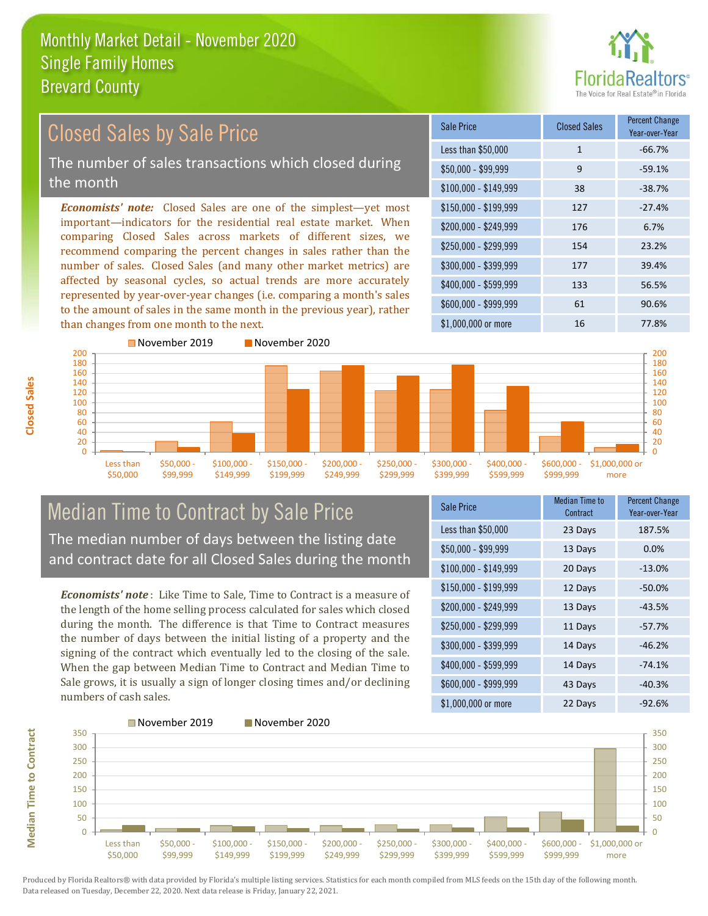# Monthly Market Detail - November 2020
## Single Family Homes
## Brevard County

## Closed Sales by Sale Price

The number of sales transactions which closed during the month

***Economists' note:*** Closed Sales are one of the simplest—yet most important—indicators for the residential real estate market. When comparing Closed Sales across markets of different sizes, we recommend comparing the percent changes in sales rather than the number of sales. Closed Sales (and many other market metrics) are affected by seasonal cycles, so actual trends are more accurately represented by year-over-year changes (i.e. comparing a month's sales to the amount of sales in the same month in the previous year), rather than changes from one month to the next.

| Sale Price | Closed Sales | Percent Change Year-over-Year |
|---|---|---|
| Less than $50,000 | 1 | -66.7% |
| $50,000 - $99,999 | 9 | -59.1% |
| $100,000 - $149,999 | 38 | -38.7% |
| $150,000 - $199,999 | 127 | -27.4% |
| $200,000 - $249,999 | 176 | 6.7% |
| $250,000 - $299,999 | 154 | 23.2% |
| $300,000 - $399,999 | 177 | 39.4% |
| $400,000 - $599,999 | 133 | 56.5% |
| $600,000 - $999,999 | 61 | 90.6% |
| $1,000,000 or more | 16 | 77.8% |

## Median Time to Contract by Sale Price

The median number of days between the listing date and contract date for all Closed Sales during the month

***Economists' note*** : Like Time to Sale, Time to Contract is a measure of the length of the home selling process calculated for sales which closed during the month. The difference is that Time to Contract measures the number of days between the initial listing of a property and the signing of the contract which eventually led to the closing of the sale. When the gap between Median Time to Contract and Median Time to Sale grows, it is usually a sign of longer closing times and/or declining numbers of cash sales.

| Sale Price | Median Time to Contract | Percent Change Year-over-Year |
|---|---|---|
| Less than $50,000 | 23 Days | 187.5% |
| $50,000 - $99,999 | 13 Days | 0.0% |
| $100,000 - $149,999 | 20 Days | -13.0% |
| $150,000 - $199,999 | 12 Days | -50.0% |
| $200,000 - $249,999 | 13 Days | -43.5% |
| $250,000 - $299,999 | 11 Days | -57.7% |
| $300,000 - $399,999 | 14 Days | -46.2% |
| $400,000 - $599,999 | 14 Days | -74.1% |
| $600,000 - $999,999 | 43 Days | -40.3% |
| $1,000,000 or more | 22 Days | -92.6% |

Produced by Florida Realtors® with data provided by Florida's multiple listing services. Statistics for each month compiled from MLS feeds on the 15th day of the following month. Data released on Tuesday, December 22, 2020. Next data release is Friday, January 22, 2021.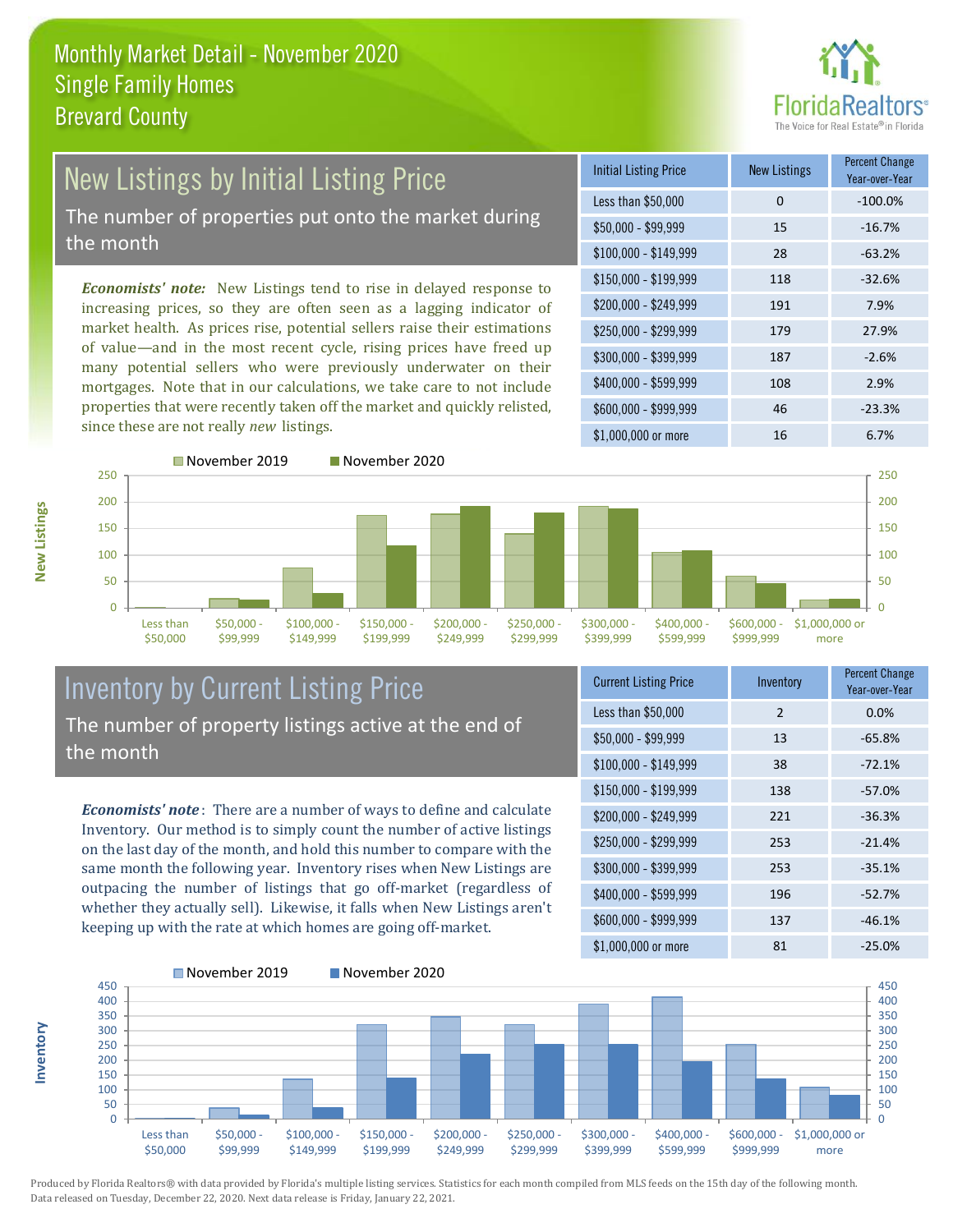# Monthly Market Detail - November 2020
## Single Family Homes
## Brevard County

## New Listings by Initial Listing Price

The number of properties put onto the market during the month

*Economists' note:* New Listings tend to rise in delayed response to increasing prices, so they are often seen as a lagging indicator of market health. As prices rise, potential sellers raise their estimations of value—and in the most recent cycle, rising prices have freed up many potential sellers who were previously underwater on their mortgages. Note that in our calculations, we take care to not include properties that were recently taken off the market and quickly relisted, since these are not really *new* listings.

| Initial Listing Price | New Listings | Percent Change Year-over-Year |
|---|---|---|
| Less than $50,000 | 0 | -100.0% |
| $50,000 - $99,999 | 15 | -16.7% |
| $100,000 - $149,999 | 28 | -63.2% |
| $150,000 - $199,999 | 118 | -32.6% |
| $200,000 - $249,999 | 191 | 7.9% |
| $250,000 - $299,999 | 179 | 27.9% |
| $300,000 - $399,999 | 187 | -2.6% |
| $400,000 - $599,999 | 108 | 2.9% |
| $600,000 - $999,999 | 46 | -23.3% |
| $1,000,000 or more | 16 | 6.7% |

## Inventory by Current Listing Price

The number of property listings active at the end of the month

*Economists' note*: There are a number of ways to define and calculate Inventory. Our method is to simply count the number of active listings on the last day of the month, and hold this number to compare with the same month the following year. Inventory rises when New Listings are outpacing the number of listings that go off-market (regardless of whether they actually sell). Likewise, it falls when New Listings aren't keeping up with the rate at which homes are going off-market.

| Current Listing Price | Inventory | Percent Change Year-over-Year |
|---|---|---|
| Less than $50,000 | 2 | 0.0% |
| $50,000 - $99,999 | 13 | -65.8% |
| $100,000 - $149,999 | 38 | -72.1% |
| $150,000 - $199,999 | 138 | -57.0% |
| $200,000 - $249,999 | 221 | -36.3% |
| $250,000 - $299,999 | 253 | -21.4% |
| $300,000 - $399,999 | 253 | -35.1% |
| $400,000 - $599,999 | 196 | -52.7% |
| $600,000 - $999,999 | 137 | -46.1% |
| $1,000,000 or more | 81 | -25.0% |

Produced by Florida Realtors® with data provided by Florida's multiple listing services. Statistics for each month compiled from MLS feeds on the 15th day of the following month. Data released on Tuesday, December 22, 2020. Next data release is Friday, January 22, 2021.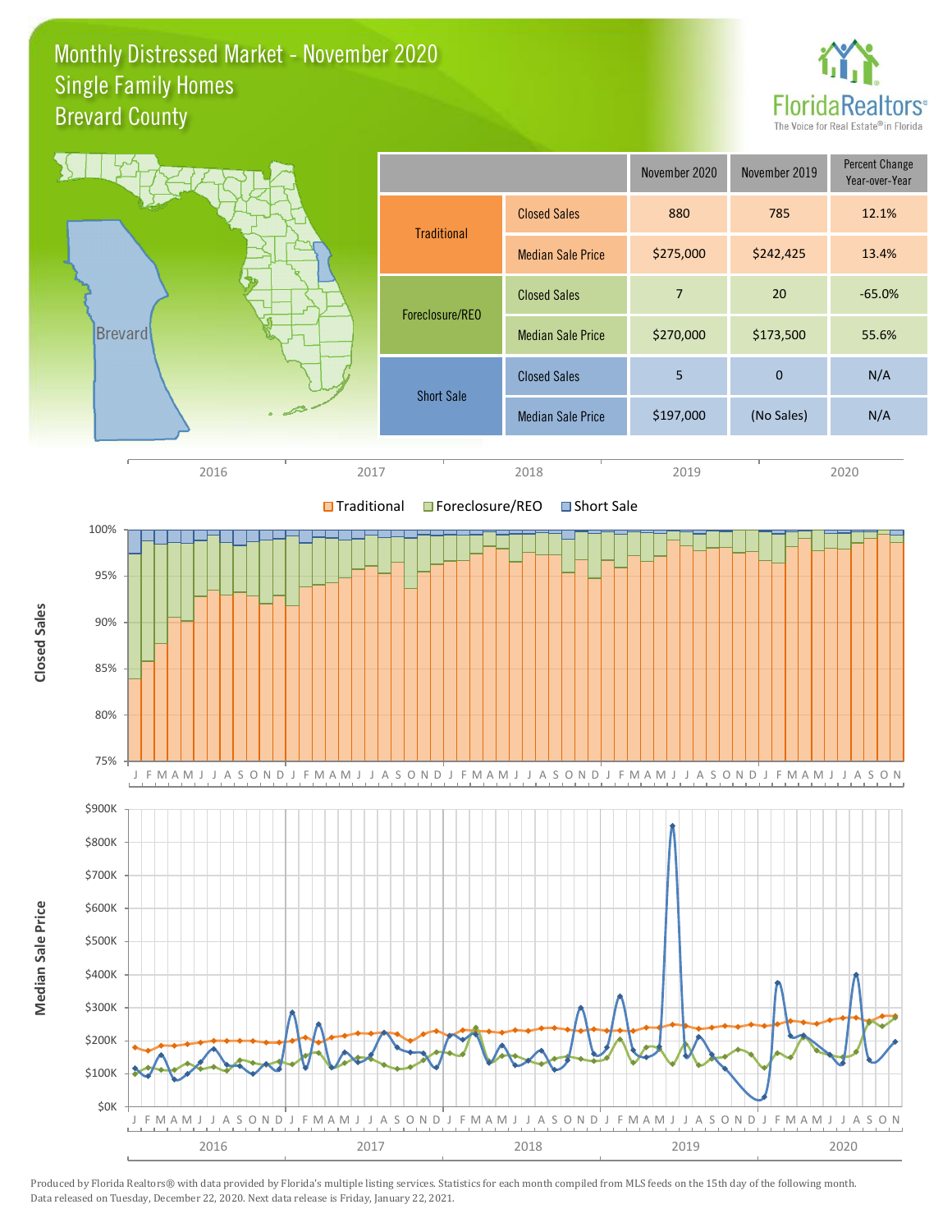# Monthly Distressed Market - November 2020
## Single Family Homes
## Brevard County

FloridaRealtors®
The Voice for Real Estate® in Florida

Brevard

| | | November 2020 | November 2019 | Percent Change Year-over-Year |
|---|---|---|---|---|
| Traditional | Closed Sales | 880 | 785 | 12.1% |
| | Median Sale Price | $275,000 | $242,425 | 13.4% |
| Foreclosure/REO | Closed Sales | 7 | 20 | -65.0% |
| | Median Sale Price | $270,000 | $173,500 | 55.6% |
| Short Sale | Closed Sales | 5 | 0 | N/A |
| | Median Sale Price | $197,000 | (No Sales) | N/A |

2016 2017 2018 2019 2020

Traditional Foreclosure/REO Short Sale

Closed Sales

100% 95% 90% 85% 80% 75%

J F M A M J J A S O N D J F M A M J J A S O N D J F M A M J J A S O N D J F M A M J J A S O N D J F M A M J J A S O N

Median Sale Price

$900K $800K $700K $600K $500K $400K $300K $200K $100K $0K

J F M A M J J A S O N D J F M A M J J A S O N D J F M A M J J A S O N D J F M A M J J A S O N D J F M A M J J A S O N

2016 2017 2018 2019 2020

Produced by Florida Realtors® with data provided by Florida's multiple listing services. Statistics for each month compiled from MLS feeds on the 15th day of the following month. Data released on Tuesday, December 22, 2020. Next data release is Friday, January 22, 2021.